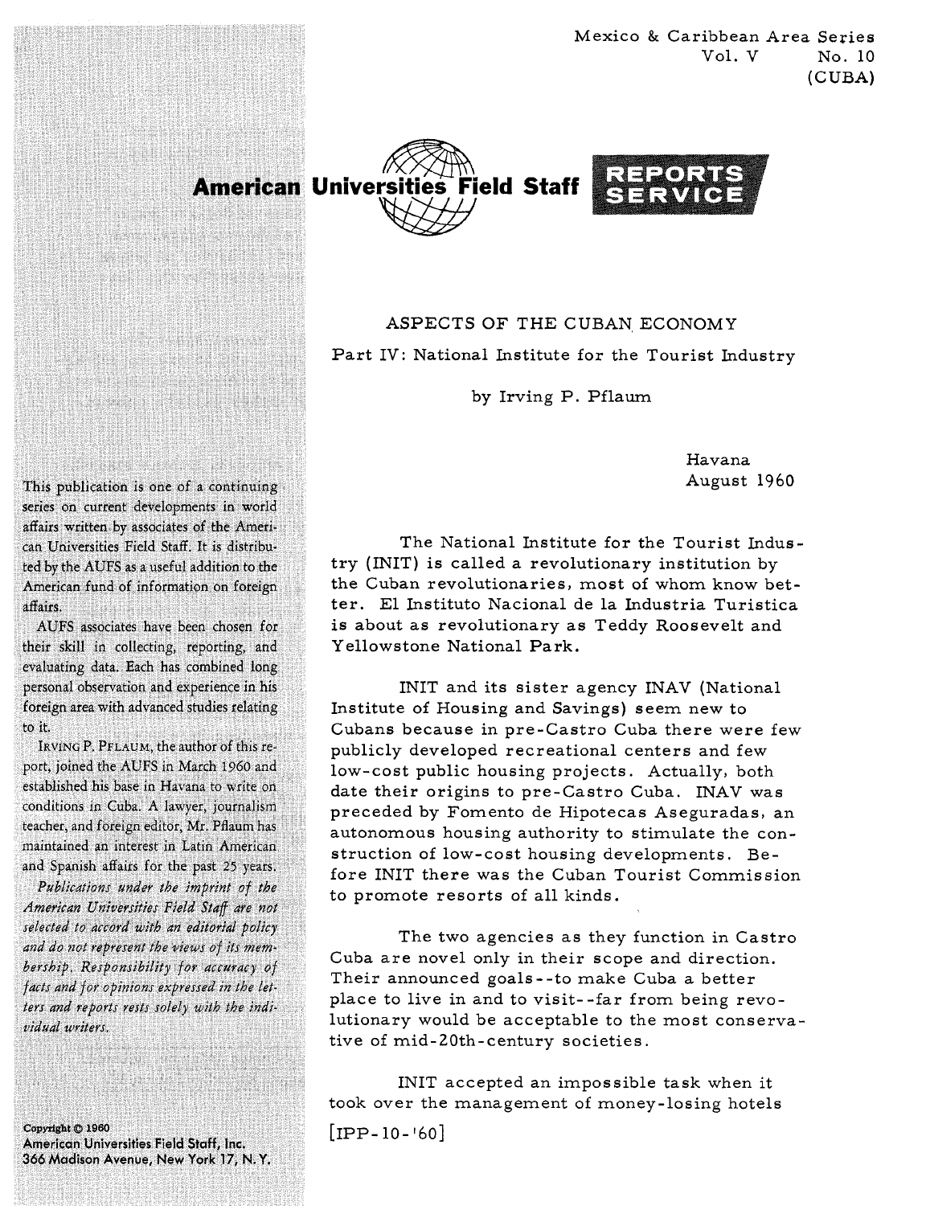Mexico & Caribbean Area Series
Vol. V No. 10
(CUBA)

**American Universities Field Staff** REPORTS SERVICE

## ASPECTS OF THE CUBAN ECONOMY

### Part IV: National Institute for the Tourist Industry

by Irving P. Pflaum

Havana
August 1960

This publication is one of a continuing series on current developments in world affairs written by associates of the American Universities Field Staff. It is distributed by the AUFS as a useful addition to the American fund of information on foreign affairs.

AUFS associates have been chosen for their skill in collecting, reporting, and evaluating data. Each has combined long personal observation and experience in his foreign area with advanced studies relating to it.

IRVING P. PFLAUM, the author of this report, joined the AUFS in March 1960 and established his base in Havana to write on conditions in Cuba. A lawyer, journalism teacher, and foreign editor, Mr. Pflaum has maintained an interest in Latin American and Spanish affairs for the past 25 years.

*Publications under the imprint of the American Universities Field Staff are not selected to accord with an editorial policy and do not represent the views of its membership. Responsibility for accuracy of facts and for opinions expressed in the letters and reports rests solely with the individual writers.*

Copyright © 1960
American Universities Field Staff, Inc.
366 Madison Avenue, New York 17, N. Y.

The National Institute for the Tourist Industry (INIT) is called a revolutionary institution by the Cuban revolutionaries, most of whom know better. El Instituto Nacional de la Industria Turistica is about as revolutionary as Teddy Roosevelt and Yellowstone National Park.

INIT and its sister agency INAV (National Institute of Housing and Savings) seem new to Cubans because in pre-Castro Cuba there were few publicly developed recreational centers and few low-cost public housing projects. Actually, both date their origins to pre-Castro Cuba. INAV was preceded by Fomento de Hipotecas Aseguradas, an autonomous housing authority to stimulate the construction of low-cost housing developments. Before INIT there was the Cuban Tourist Commission to promote resorts of all kinds.

The two agencies as they function in Castro Cuba are novel only in their scope and direction. Their announced goals--to make Cuba a better place to live in and to visit--far from being revolutionary would be acceptable to the most conservative of mid-20th-century societies.

INIT accepted an impossible task when it took over the management of money-losing hotels

[IPP-10-'60]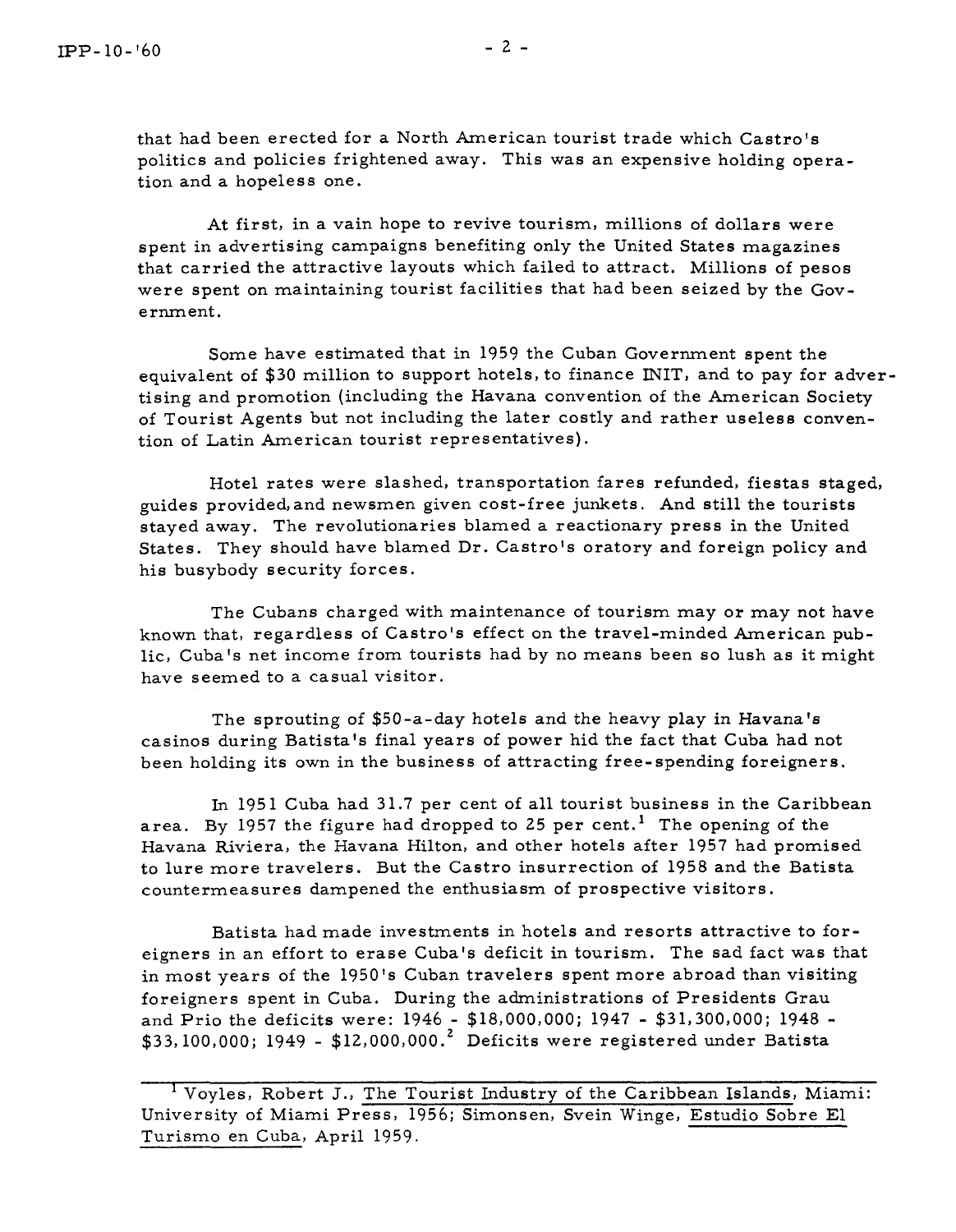that had been erected for a North American tourist trade which Castro's politics and policies frightened away. This was an expensive holding operation and a hopeless one.

At first, in a vain hope to revive tourism, millions of dollars were spent in advertising campaigns benefiting only the United States magazines that carried the attractive layouts which failed to attract. Millions of pesos were spent on maintaining tourist facilities that had been seized by the Government.

Some have estimated that in 1959 the Cuban Government spent the equivalent of $30 million to support hotels, to finance INIT, and to pay for advertising and promotion (including the Havana convention of the American Society of Tourist Agents but not including the later costly and rather useless convention of Latin American tourist representatives).

Hotel rates were slashed, transportation fares refunded, fiestas staged, guides provided, and newsmen given cost-free junkets. And still the tourists stayed away. The revolutionaries blamed a reactionary press in the United States. They should have blamed Dr. Castro's oratory and foreign policy and his busybody security forces.

The Cubans charged with maintenance of tourism may or may not have known that, regardless of Castro's effect on the travel-minded American public, Cuba's net income from tourists had by no means been so lush as it might have seemed to a casual visitor.

The sprouting of $50-a-day hotels and the heavy play in Havana's casinos during Batista's final years of power hid the fact that Cuba had not been holding its own in the business of attracting free-spending foreigners.

In 1951 Cuba had 31.7 per cent of all tourist business in the Caribbean area. By 1957 the figure had dropped to 25 per cent.[1] The opening of the Havana Riviera, the Havana Hilton, and other hotels after 1957 had promised to lure more travelers. But the Castro insurrection of 1958 and the Batista countermeasures dampened the enthusiasm of prospective visitors.

Batista had made investments in hotels and resorts attractive to foreigners in an effort to erase Cuba's deficit in tourism. The sad fact was that in most years of the 1950's Cuban travelers spent more abroad than visiting foreigners spent in Cuba. During the administrations of Presidents Grau and Prio the deficits were: 1946 - $18,000,000; 1947 - $31,300,000; 1948 - $33,100,000; 1949 - $12,000,000.[2] Deficits were registered under Batista

---

[1] Voyles, Robert J., The Tourist Industry of the Caribbean Islands, Miami: University of Miami Press, 1956; Simonsen, Svein Winge, Estudio Sobre El Turismo en Cuba, April 1959.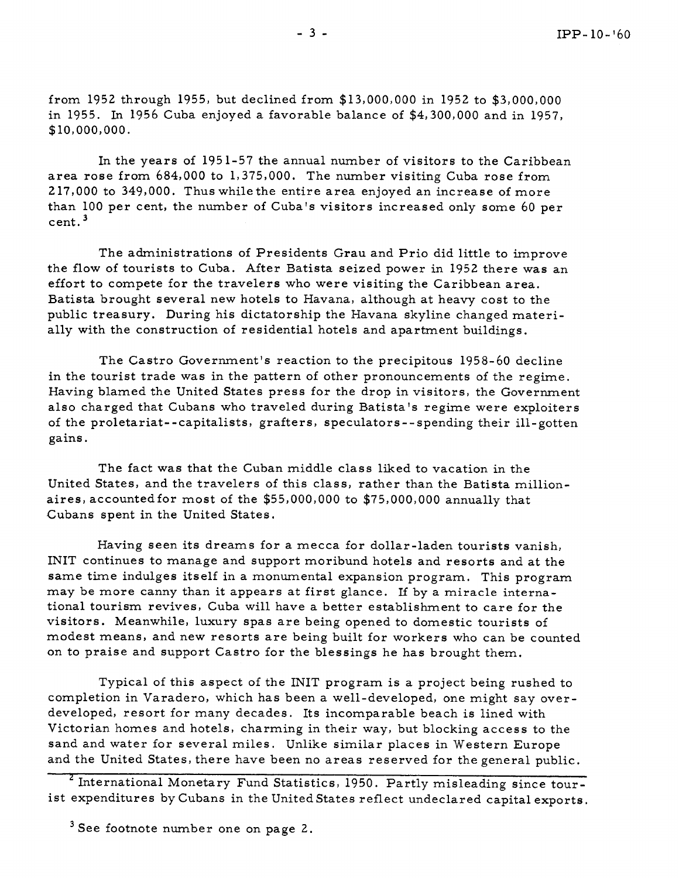from 1952 through 1955, but declined from $13,000,000 in 1952 to $3,000,000 in 1955. In 1956 Cuba enjoyed a favorable balance of $4,300,000 and in 1957, $10,000,000.

In the years of 1951-57 the annual number of visitors to the Caribbean area rose from 684,000 to 1,375,000. The number visiting Cuba rose from 217,000 to 349,000. Thus while the entire area enjoyed an increase of more than 100 per cent, the number of Cuba's visitors increased only some 60 per cent.[3]

The administrations of Presidents Grau and Prio did little to improve the flow of tourists to Cuba. After Batista seized power in 1952 there was an effort to compete for the travelers who were visiting the Caribbean area. Batista brought several new hotels to Havana, although at heavy cost to the public treasury. During his dictatorship the Havana skyline changed materially with the construction of residential hotels and apartment buildings.

The Castro Government's reaction to the precipitous 1958-60 decline in the tourist trade was in the pattern of other pronouncements of the regime. Having blamed the United States press for the drop in visitors, the Government also charged that Cubans who traveled during Batista's regime were exploiters of the proletariat--capitalists, grafters, speculators--spending their ill-gotten gains.

The fact was that the Cuban middle class liked to vacation in the United States, and the travelers of this class, rather than the Batista millionaires, accounted for most of the $55,000,000 to $75,000,000 annually that Cubans spent in the United States.

Having seen its dreams for a mecca for dollar-laden tourists vanish, INIT continues to manage and support moribund hotels and resorts and at the same time indulges itself in a monumental expansion program. This program may be more canny than it appears at first glance. If by a miracle international tourism revives, Cuba will have a better establishment to care for the visitors. Meanwhile, luxury spas are being opened to domestic tourists of modest means, and new resorts are being built for workers who can be counted on to praise and support Castro for the blessings he has brought them.

Typical of this aspect of the INIT program is a project being rushed to completion in Varadero, which has been a well-developed, one might say overdeveloped, resort for many decades. Its incomparable beach is lined with Victorian homes and hotels, charming in their way, but blocking access to the sand and water for several miles. Unlike similar places in Western Europe and the United States, there have been no areas reserved for the general public.

---

[2] International Monetary Fund Statistics, 1950. Partly misleading since tourist expenditures by Cubans in the United States reflect undeclared capital exports.

[3] See footnote number one on page 2.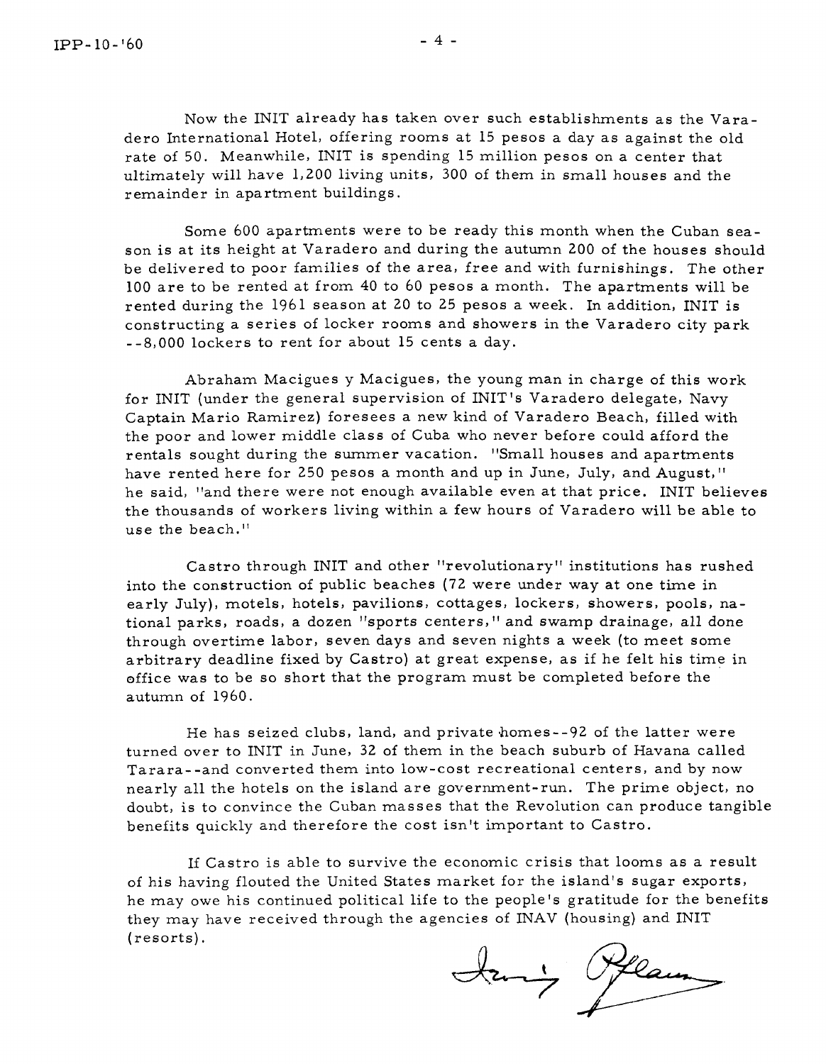Now the INIT already has taken over such establishments as the Varadero International Hotel, offering rooms at 15 pesos a day as against the old rate of 50. Meanwhile, INIT is spending 15 million pesos on a center that ultimately will have 1,200 living units, 300 of them in small houses and the remainder in apartment buildings.

Some 600 apartments were to be ready this month when the Cuban season is at its height at Varadero and during the autumn 200 of the houses should be delivered to poor families of the area, free and with furnishings. The other 100 are to be rented at from 40 to 60 pesos a month. The apartments will be rented during the 1961 season at 20 to 25 pesos a week. In addition, INIT is constructing a series of locker rooms and showers in the Varadero city park --8,000 lockers to rent for about 15 cents a day.

Abraham Macigues y Macigues, the young man in charge of this work for INIT (under the general supervision of INIT's Varadero delegate, Navy Captain Mario Ramirez) foresees a new kind of Varadero Beach, filled with the poor and lower middle class of Cuba who never before could afford the rentals sought during the summer vacation. "Small houses and apartments have rented here for 250 pesos a month and up in June, July, and August," he said, "and there were not enough available even at that price. INIT believes the thousands of workers living within a few hours of Varadero will be able to use the beach."

Castro through INIT and other "revolutionary" institutions has rushed into the construction of public beaches (72 were under way at one time in early July), motels, hotels, pavilions, cottages, lockers, showers, pools, national parks, roads, a dozen "sports centers," and swamp drainage, all done through overtime labor, seven days and seven nights a week (to meet some arbitrary deadline fixed by Castro) at great expense, as if he felt his time in office was to be so short that the program must be completed before the autumn of 1960.

He has seized clubs, land, and private homes--92 of the latter were turned over to INIT in June, 32 of them in the beach suburb of Havana called Tarara--and converted them into low-cost recreational centers, and by now nearly all the hotels on the island are government-run. The prime object, no doubt, is to convince the Cuban masses that the Revolution can produce tangible benefits quickly and therefore the cost isn't important to Castro.

If Castro is able to survive the economic crisis that looms as a result of his having flouted the United States market for the island's sugar exports, he may owe his continued political life to the people's gratitude for the benefits they may have received through the agencies of INAV (housing) and INIT (resorts).

Irving Pflaum